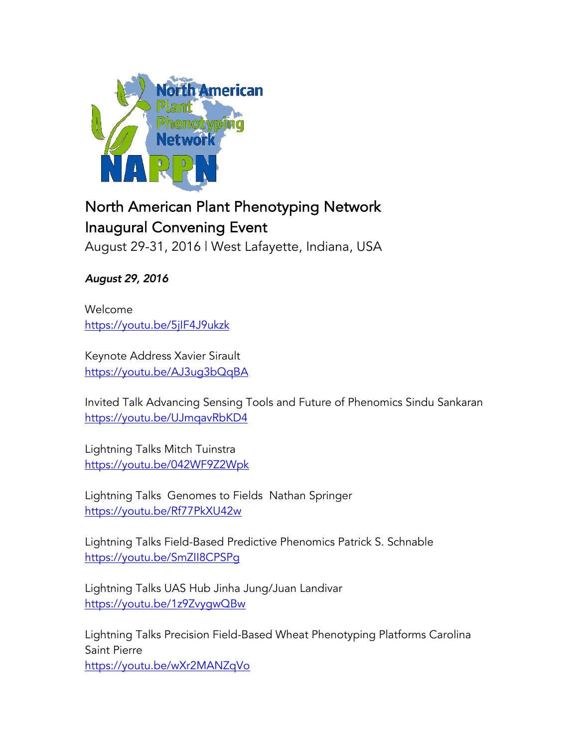# North American Plant Phenotyping Network
# Inaugural Convening Event

August 29-31, 2016 | West Lafayette, Indiana, USA

***August 29, 2016***

Welcome
https://youtu.be/5jIF4J9ukzk

Keynote Address Xavier Sirault
https://youtu.be/AJ3ug3bQqBA

Invited Talk Advancing Sensing Tools and Future of Phenomics Sindu Sankaran
https://youtu.be/UJmqavRbKD4

Lightning Talks Mitch Tuinstra
https://youtu.be/042WF9Z2Wpk

Lightning Talks Genomes to Fields Nathan Springer
https://youtu.be/Rf77PkXU42w

Lightning Talks Field-Based Predictive Phenomics Patrick S. Schnable
https://youtu.be/SmZII8CPSPg

Lightning Talks UAS Hub Jinha Jung/Juan Landivar
https://youtu.be/1z9ZvygwQBw

Lightning Talks Precision Field-Based Wheat Phenotyping Platforms Carolina Saint Pierre
https://youtu.be/wXr2MANZqVo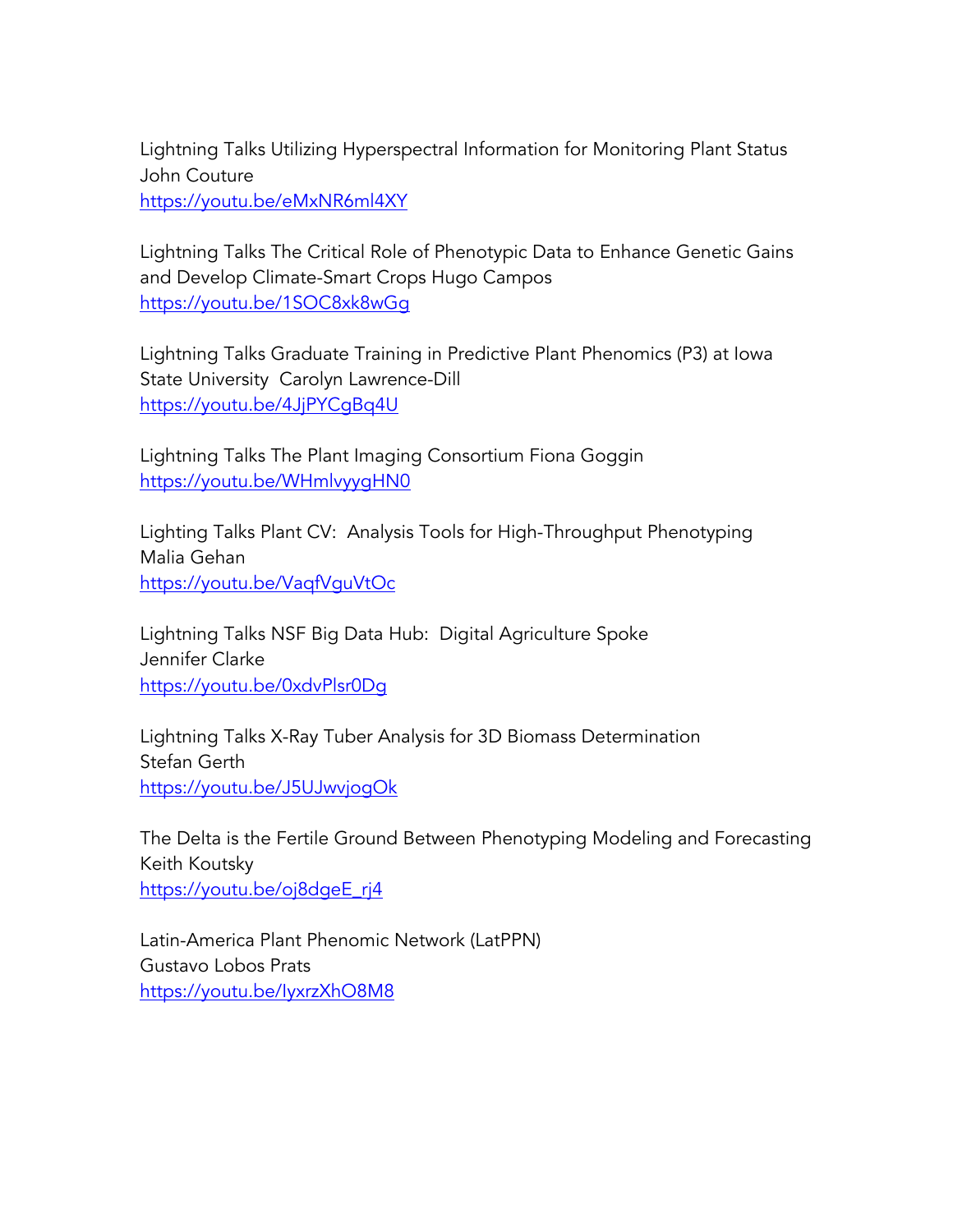Lightning Talks Utilizing Hyperspectral Information for Monitoring Plant Status
John Couture
https://youtu.be/eMxNR6ml4XY

Lightning Talks The Critical Role of Phenotypic Data to Enhance Genetic Gains and Develop Climate-Smart Crops Hugo Campos
https://youtu.be/1SOC8xk8wGg

Lightning Talks Graduate Training in Predictive Plant Phenomics (P3) at Iowa State University  Carolyn Lawrence-Dill
https://youtu.be/4JjPYCgBq4U

Lightning Talks The Plant Imaging Consortium Fiona Goggin
https://youtu.be/WHmlvyygHN0

Lighting Talks Plant CV:  Analysis Tools for High-Throughput Phenotyping
Malia Gehan
https://youtu.be/VaqfVguVtOc

Lightning Talks NSF Big Data Hub:  Digital Agriculture Spoke
Jennifer Clarke
https://youtu.be/0xdvPlsr0Dg

Lightning Talks X-Ray Tuber Analysis for 3D Biomass Determination
Stefan Gerth
https://youtu.be/J5UJwvjogOk

The Delta is the Fertile Ground Between Phenotyping Modeling and Forecasting
Keith Koutsky
https://youtu.be/oj8dgeE_rj4

Latin-America Plant Phenomic Network (LatPPN)
Gustavo Lobos Prats
https://youtu.be/IyxrzXhO8M8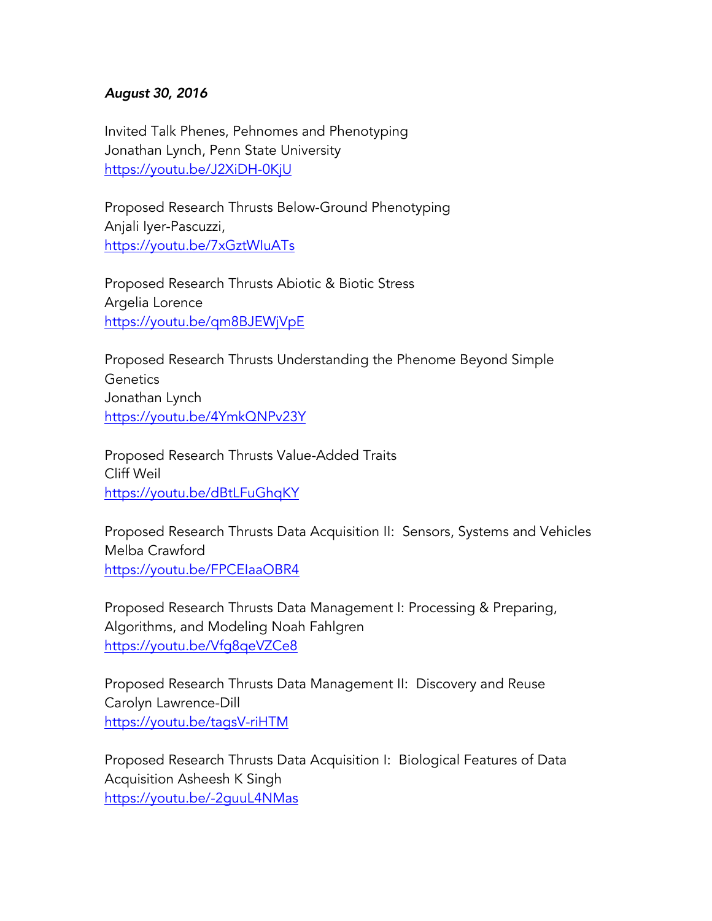*August 30, 2016*

Invited Talk Phenes, Pehnomes and Phenotyping
Jonathan Lynch, Penn State University
https://youtu.be/J2XiDH-0KjU

Proposed Research Thrusts Below-Ground Phenotyping
Anjali Iyer-Pascuzzi,
https://youtu.be/7xGztWIuATs

Proposed Research Thrusts Abiotic & Biotic Stress
Argelia Lorence
https://youtu.be/qm8BJEWjVpE

Proposed Research Thrusts Understanding the Phenome Beyond Simple Genetics
Jonathan Lynch
https://youtu.be/4YmkQNPv23Y

Proposed Research Thrusts Value-Added Traits
Cliff Weil
https://youtu.be/dBtLFuGhqKY

Proposed Research Thrusts Data Acquisition II: Sensors, Systems and Vehicles
Melba Crawford
https://youtu.be/FPCEIaaOBR4

Proposed Research Thrusts Data Management I: Processing & Preparing, Algorithms, and Modeling Noah Fahlgren
https://youtu.be/Vfg8qeVZCe8

Proposed Research Thrusts Data Management II: Discovery and Reuse
Carolyn Lawrence-Dill
https://youtu.be/tagsV-riHTM

Proposed Research Thrusts Data Acquisition I: Biological Features of Data Acquisition Asheesh K Singh
https://youtu.be/-2guuL4NMas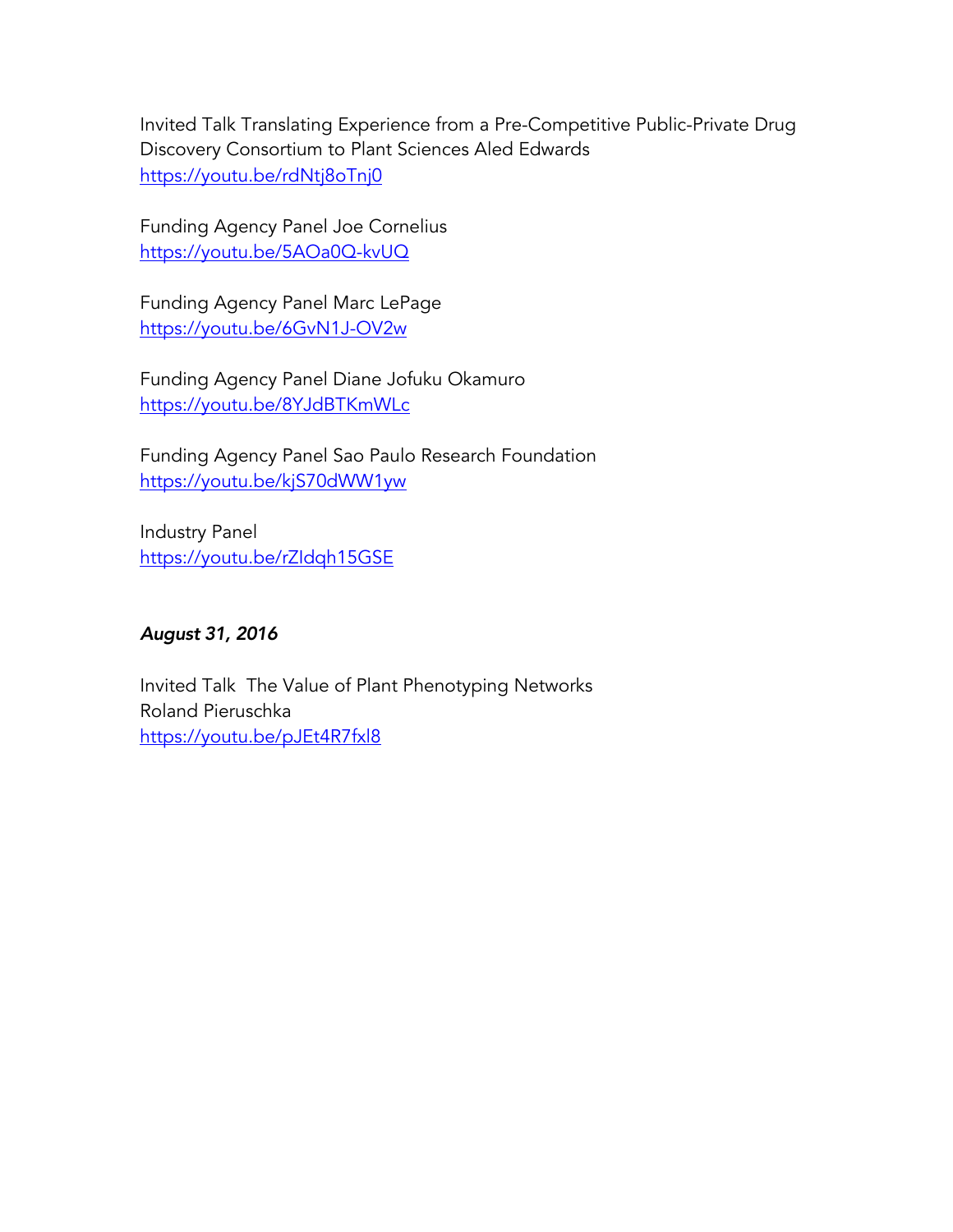Invited Talk Translating Experience from a Pre-Competitive Public-Private Drug Discovery Consortium to Plant Sciences Aled Edwards
https://youtu.be/rdNtj8oTnj0

Funding Agency Panel Joe Cornelius
https://youtu.be/5AOa0Q-kvUQ

Funding Agency Panel Marc LePage
https://youtu.be/6GvN1J-OV2w

Funding Agency Panel Diane Jofuku Okamuro
https://youtu.be/8YJdBTKmWLc

Funding Agency Panel Sao Paulo Research Foundation
https://youtu.be/kjS70dWW1yw

Industry Panel
https://youtu.be/rZIdqh15GSE

***August 31, 2016***

Invited Talk  The Value of Plant Phenotyping Networks
Roland Pieruschka
https://youtu.be/pJEt4R7fxI8